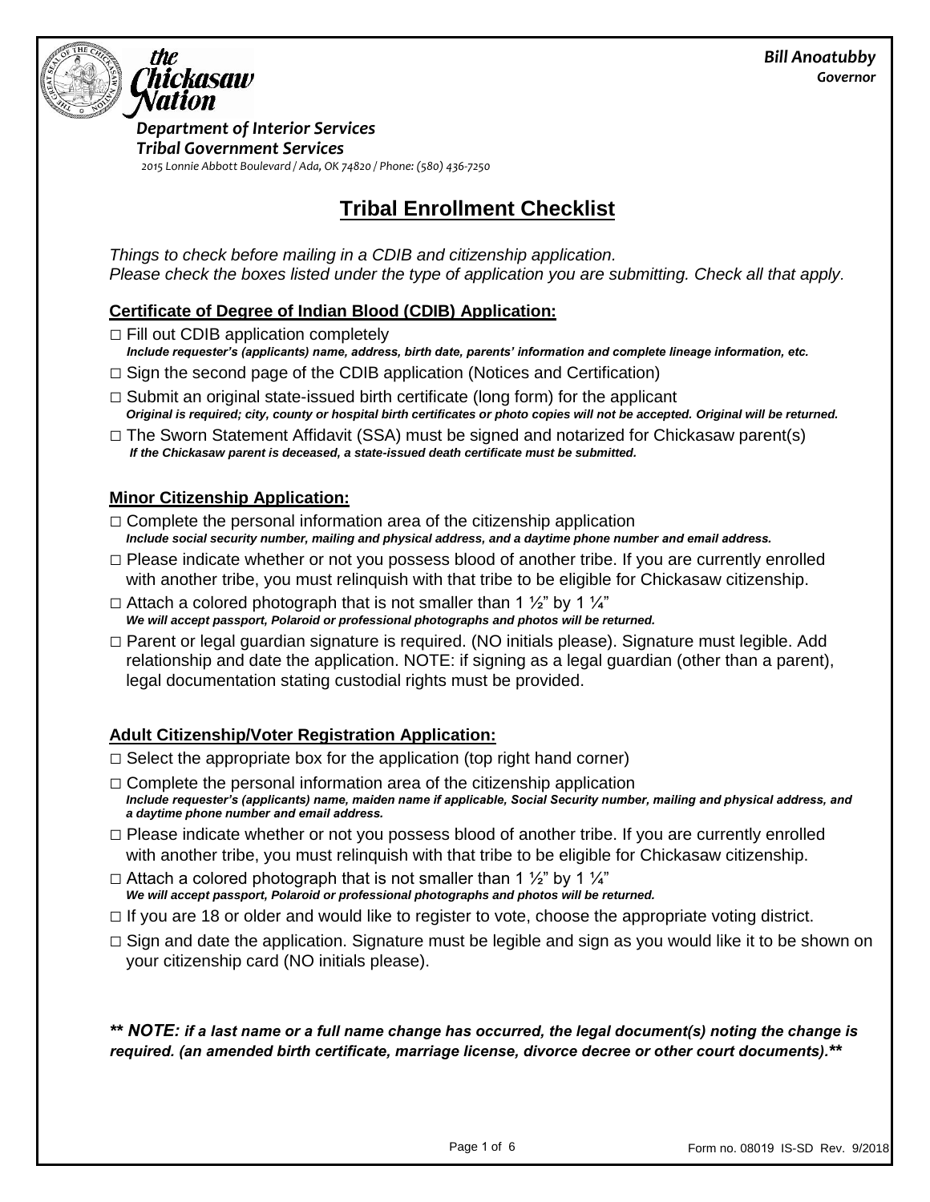**the Chickasaw Nation**

**Bill Anoatubby**
*Governor*

*Department of Interior Services*
*Tribal Government Services*
*2015 Lonnie Abbott Boulevard / Ada, OK 74820 / Phone: (580) 436-7250*

# Tribal Enrollment Checklist

*Things to check before mailing in a CDIB and citizenship application.*
*Please check the boxes listed under the type of application you are submitting. Check all that apply.*

## Certificate of Degree of Indian Blood (CDIB) Application:

- □ Fill out CDIB application completely
  ***Include requester's (applicants) name, address, birth date, parents' information and complete lineage information, etc.***
- □ Sign the second page of the CDIB application (Notices and Certification)
- □ Submit an original state-issued birth certificate (long form) for the applicant
  ***Original is required; city, county or hospital birth certificates or photo copies will not be accepted. Original will be returned.***
- □ The Sworn Statement Affidavit (SSA) must be signed and notarized for Chickasaw parent(s)
  ***If the Chickasaw parent is deceased, a state-issued death certificate must be submitted.***

## Minor Citizenship Application:

- □ Complete the personal information area of the citizenship application
  ***Include social security number, mailing and physical address, and a daytime phone number and email address.***
- □ Please indicate whether or not you possess blood of another tribe. If you are currently enrolled with another tribe, you must relinquish with that tribe to be eligible for Chickasaw citizenship.
- □ Attach a colored photograph that is not smaller than 1 ½" by 1 ¼"
  ***We will accept passport, Polaroid or professional photographs and photos will be returned.***
- □ Parent or legal guardian signature is required. (NO initials please). Signature must legible. Add relationship and date the application. NOTE: if signing as a legal guardian (other than a parent), legal documentation stating custodial rights must be provided.

## Adult Citizenship/Voter Registration Application:

- □ Select the appropriate box for the application (top right hand corner)
- □ Complete the personal information area of the citizenship application
  ***Include requester's (applicants) name, maiden name if applicable, Social Security number, mailing and physical address, and a daytime phone number and email address.***
- □ Please indicate whether or not you possess blood of another tribe. If you are currently enrolled with another tribe, you must relinquish with that tribe to be eligible for Chickasaw citizenship.
- □ Attach a colored photograph that is not smaller than 1 ½" by 1 ¼"
  ***We will accept passport, Polaroid or professional photographs and photos will be returned.***
- □ If you are 18 or older and would like to register to vote, choose the appropriate voting district.
- □ Sign and date the application. Signature must be legible and sign as you would like it to be shown on your citizenship card (NO initials please).

***\*\* NOTE: if a last name or a full name change has occurred, the legal document(s) noting the change is required. (an amended birth certificate, marriage license, divorce decree or other court documents).\*\****

Form no. 08019 IS-SD Rev. 9/2018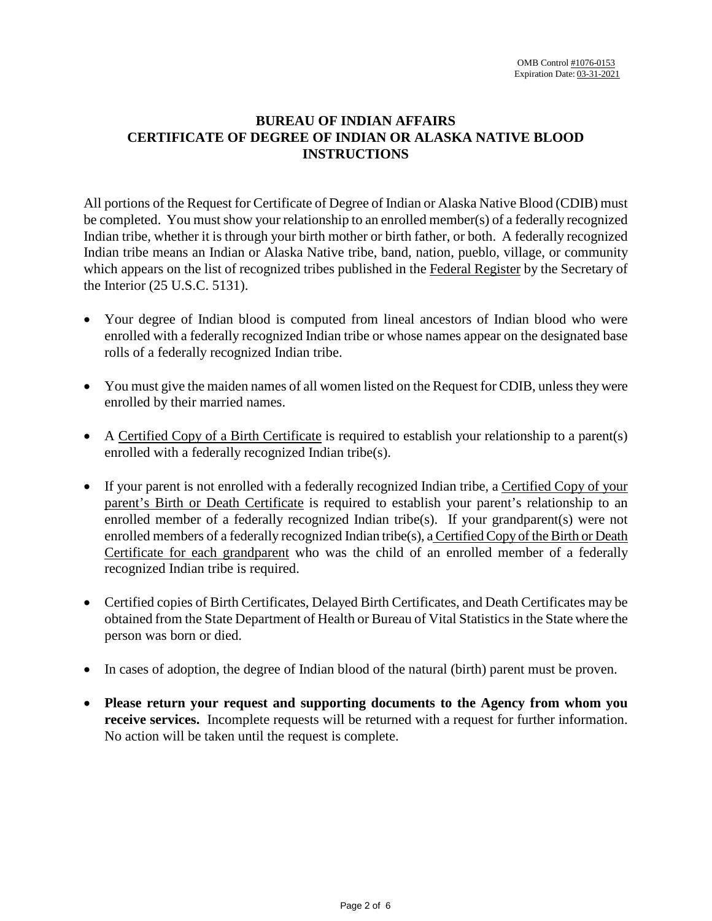OMB Control #1076-0153
Expiration Date: 03-31-2021

# BUREAU OF INDIAN AFFAIRS
# CERTIFICATE OF DEGREE OF INDIAN OR ALASKA NATIVE BLOOD
# INSTRUCTIONS

All portions of the Request for Certificate of Degree of Indian or Alaska Native Blood (CDIB) must be completed. You must show your relationship to an enrolled member(s) of a federally recognized Indian tribe, whether it is through your birth mother or birth father, or both. A federally recognized Indian tribe means an Indian or Alaska Native tribe, band, nation, pueblo, village, or community which appears on the list of recognized tribes published in the Federal Register by the Secretary of the Interior (25 U.S.C. 5131).

- Your degree of Indian blood is computed from lineal ancestors of Indian blood who were enrolled with a federally recognized Indian tribe or whose names appear on the designated base rolls of a federally recognized Indian tribe.
- You must give the maiden names of all women listed on the Request for CDIB, unless they were enrolled by their married names.
- A Certified Copy of a Birth Certificate is required to establish your relationship to a parent(s) enrolled with a federally recognized Indian tribe(s).
- If your parent is not enrolled with a federally recognized Indian tribe, a Certified Copy of your parent's Birth or Death Certificate is required to establish your parent's relationship to an enrolled member of a federally recognized Indian tribe(s). If your grandparent(s) were not enrolled members of a federally recognized Indian tribe(s), a Certified Copy of the Birth or Death Certificate for each grandparent who was the child of an enrolled member of a federally recognized Indian tribe is required.
- Certified copies of Birth Certificates, Delayed Birth Certificates, and Death Certificates may be obtained from the State Department of Health or Bureau of Vital Statistics in the State where the person was born or died.
- In cases of adoption, the degree of Indian blood of the natural (birth) parent must be proven.
- **Please return your request and supporting documents to the Agency from whom you receive services.** Incomplete requests will be returned with a request for further information. No action will be taken until the request is complete.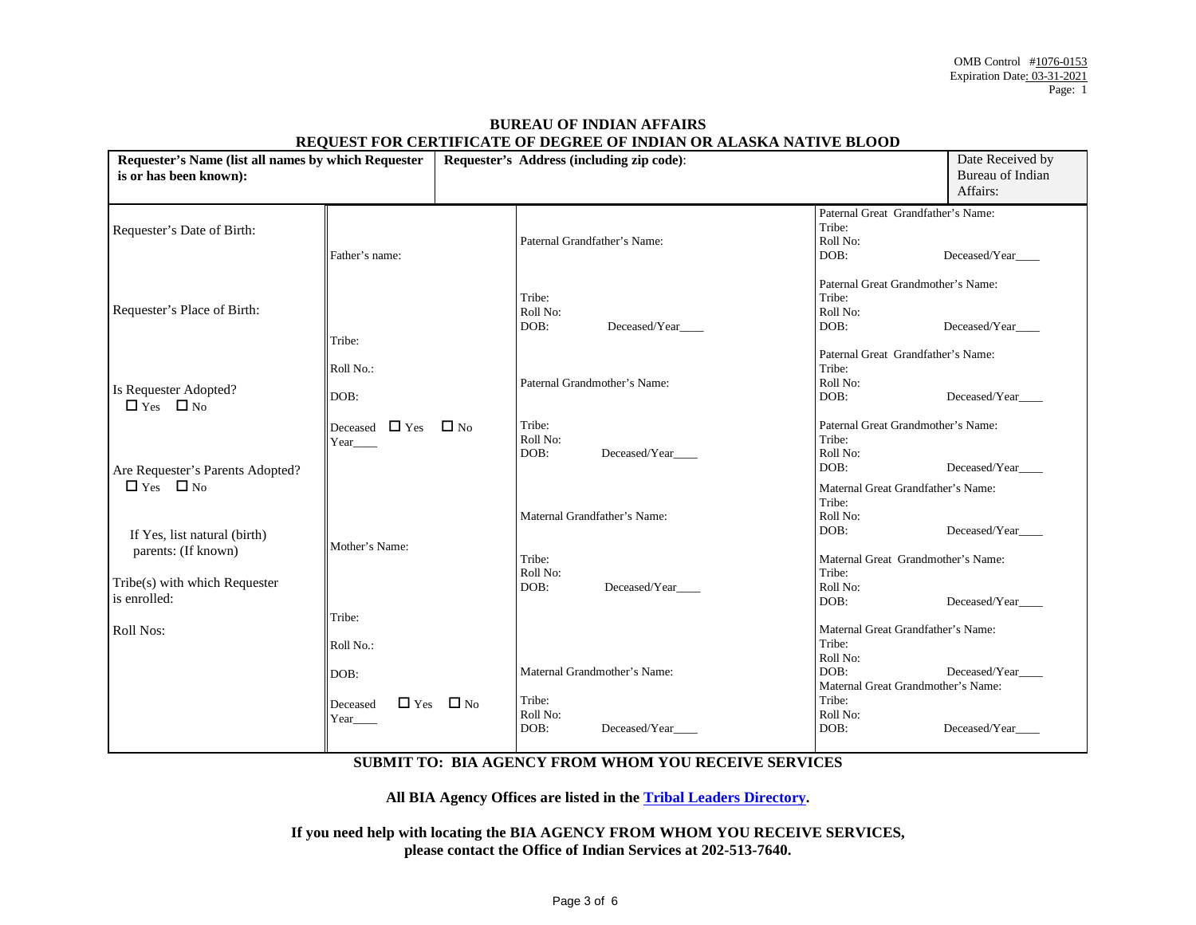OMB Control #1076-0153
Expiration Date: 03-31-2021
Page: 1

## BUREAU OF INDIAN AFFAIRS
## REQUEST FOR CERTIFICATE OF DEGREE OF INDIAN OR ALASKA NATIVE BLOOD

| **Requester's Name (list all names by which Requester is or has been known):** | **Requester's Address (including zip code):** | | Date Received by Bureau of Indian Affairs: |
|---|---|---|---|
| Requester's Date of Birth:<br><br>Requester's Place of Birth:<br><br>Is Requester Adopted?<br>☐ Yes ☐ No<br><br>Are Requester's Parents Adopted?<br>☐ Yes ☐ No<br><br>If Yes, list natural (birth) parents: (If known)<br><br>Tribe(s) with which Requester is enrolled:<br><br>Roll Nos: | Father's name:<br><br>Tribe:<br>Roll No.:<br>DOB:<br>Deceased ☐ Yes ☐ No<br>Year____<br><br>Mother's Name:<br><br>Tribe:<br>Roll No.:<br>DOB:<br>Deceased ☐ Yes ☐ No<br>Year____ | Paternal Grandfather's Name:<br><br>Tribe:<br>Roll No:<br>DOB: Deceased/Year____<br><br>Paternal Grandmother's Name:<br><br>Tribe:<br>Roll No:<br>DOB: Deceased/Year____<br><br>Maternal Grandfather's Name:<br><br>Tribe:<br>Roll No:<br>DOB: Deceased/Year____<br><br>Maternal Grandmother's Name:<br><br>Tribe:<br>Roll No:<br>DOB: Deceased/Year____ | Paternal Great Grandfather's Name:<br>Tribe:<br>Roll No:<br>DOB: Deceased/Year____<br><br>Paternal Great Grandmother's Name:<br>Tribe:<br>Roll No:<br>DOB: Deceased/Year____<br><br>Paternal Great Grandfather's Name:<br>Tribe:<br>Roll No:<br>DOB: Deceased/Year____<br><br>Paternal Great Grandmother's Name:<br>Tribe:<br>Roll No:<br>DOB: Deceased/Year____<br><br>Maternal Great Grandfather's Name:<br>Tribe:<br>Roll No:<br>DOB: Deceased/Year____<br><br>Maternal Great Grandmother's Name:<br>Tribe:<br>Roll No:<br>DOB: Deceased/Year____<br><br>Maternal Great Grandfather's Name:<br>Tribe:<br>Roll No:<br>DOB: Deceased/Year____<br><br>Maternal Great Grandmother's Name:<br>Tribe:<br>Roll No:<br>DOB: Deceased/Year____ |

**SUBMIT TO: BIA AGENCY FROM WHOM YOU RECEIVE SERVICES**

**All BIA Agency Offices are listed in the Tribal Leaders Directory.**

**If you need help with locating the BIA AGENCY FROM WHOM YOU RECEIVE SERVICES, please contact the Office of Indian Services at 202-513-7640.**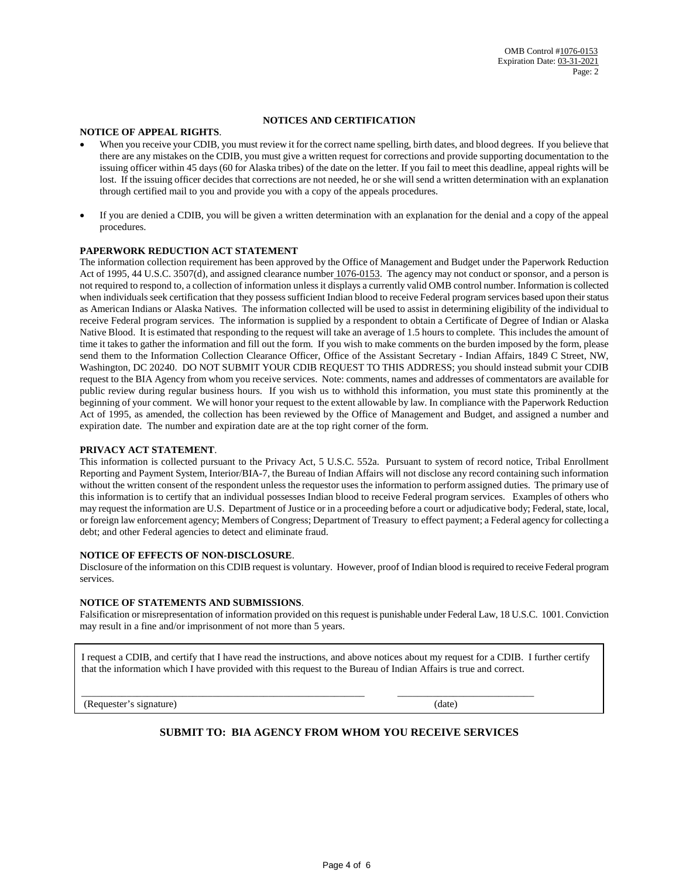OMB Control #1076-0153
Expiration Date: 03-31-2021
Page: 2

## NOTICES AND CERTIFICATION

**NOTICE OF APPEAL RIGHTS**.

- When you receive your CDIB, you must review it for the correct name spelling, birth dates, and blood degrees. If you believe that there are any mistakes on the CDIB, you must give a written request for corrections and provide supporting documentation to the issuing officer within 45 days (60 for Alaska tribes) of the date on the letter. If you fail to meet this deadline, appeal rights will be lost. If the issuing officer decides that corrections are not needed, he or she will send a written determination with an explanation through certified mail to you and provide you with a copy of the appeals procedures.
- If you are denied a CDIB, you will be given a written determination with an explanation for the denial and a copy of the appeal procedures.

**PAPERWORK REDUCTION ACT STATEMENT**

The information collection requirement has been approved by the Office of Management and Budget under the Paperwork Reduction Act of 1995, 44 U.S.C. 3507(d), and assigned clearance number 1076-0153. The agency may not conduct or sponsor, and a person is not required to respond to, a collection of information unless it displays a currently valid OMB control number. Information is collected when individuals seek certification that they possess sufficient Indian blood to receive Federal program services based upon their status as American Indians or Alaska Natives. The information collected will be used to assist in determining eligibility of the individual to receive Federal program services. The information is supplied by a respondent to obtain a Certificate of Degree of Indian or Alaska Native Blood. It is estimated that responding to the request will take an average of 1.5 hours to complete. This includes the amount of time it takes to gather the information and fill out the form. If you wish to make comments on the burden imposed by the form, please send them to the Information Collection Clearance Officer, Office of the Assistant Secretary - Indian Affairs, 1849 C Street, NW, Washington, DC 20240. DO NOT SUBMIT YOUR CDIB REQUEST TO THIS ADDRESS; you should instead submit your CDIB request to the BIA Agency from whom you receive services. Note: comments, names and addresses of commentators are available for public review during regular business hours. If you wish us to withhold this information, you must state this prominently at the beginning of your comment. We will honor your request to the extent allowable by law. In compliance with the Paperwork Reduction Act of 1995, as amended, the collection has been reviewed by the Office of Management and Budget, and assigned a number and expiration date. The number and expiration date are at the top right corner of the form.

**PRIVACY ACT STATEMENT**.

This information is collected pursuant to the Privacy Act, 5 U.S.C. 552a. Pursuant to system of record notice, Tribal Enrollment Reporting and Payment System, Interior/BIA-7, the Bureau of Indian Affairs will not disclose any record containing such information without the written consent of the respondent unless the requestor uses the information to perform assigned duties. The primary use of this information is to certify that an individual possesses Indian blood to receive Federal program services. Examples of others who may request the information are U.S. Department of Justice or in a proceeding before a court or adjudicative body; Federal, state, local, or foreign law enforcement agency; Members of Congress; Department of Treasury to effect payment; a Federal agency for collecting a debt; and other Federal agencies to detect and eliminate fraud.

**NOTICE OF EFFECTS OF NON-DISCLOSURE**.

Disclosure of the information on this CDIB request is voluntary. However, proof of Indian blood is required to receive Federal program services.

**NOTICE OF STATEMENTS AND SUBMISSIONS**.

Falsification or misrepresentation of information provided on this request is punishable under Federal Law, 18 U.S.C. 1001. Conviction may result in a fine and/or imprisonment of not more than 5 years.

I request a CDIB, and certify that I have read the instructions, and above notices about my request for a CDIB. I further certify that the information which I have provided with this request to the Bureau of Indian Affairs is true and correct.

\_\_\_\_\_\_\_\_\_\_\_\_\_\_\_\_\_\_\_\_\_\_\_\_\_\_\_\_\_\_\_\_\_\_\_\_\_\_\_\_\_\_\_\_ \_\_\_\_\_\_\_\_\_\_\_\_\_\_\_\_\_\_\_\_\_\_\_\_
(Requester's signature) (date)

**SUBMIT TO: BIA AGENCY FROM WHOM YOU RECEIVE SERVICES**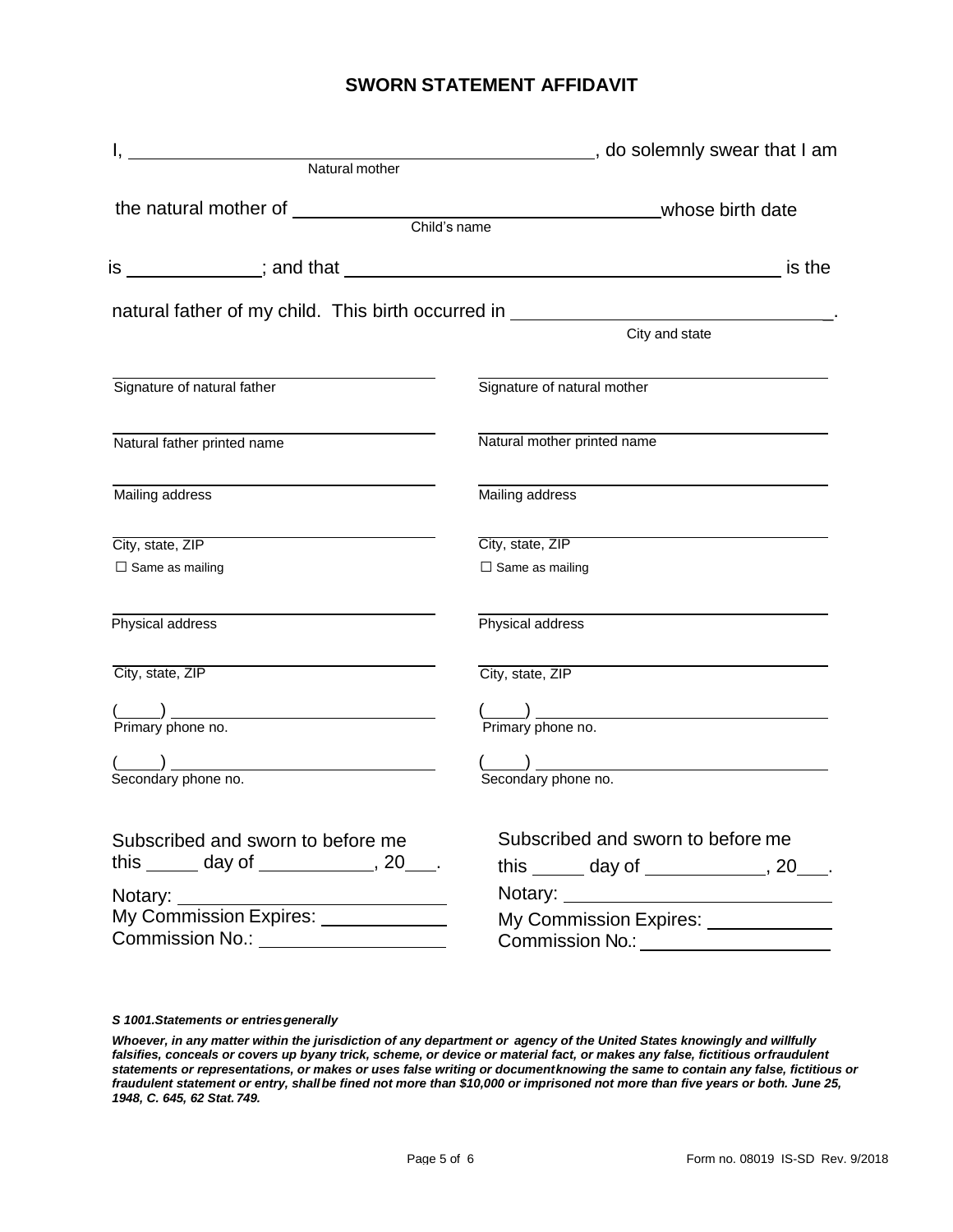# SWORN STATEMENT AFFIDAVIT

I, ______________________________ (Natural mother), do solemnly swear that I am the natural mother of ______________________________ (Child's name) whose birth date is ____________; and that ______________________________ is the natural father of my child. This birth occurred in ______________________________ (City and state).

| | |
|---|---|
| ______________________________ | ______________________________ |
| Signature of natural father | Signature of natural mother |
| ______________________________ | ______________________________ |
| Natural father printed name | Natural mother printed name |
| ______________________________ | ______________________________ |
| Mailing address | Mailing address |
| ______________________________ | ______________________________ |
| City, state, ZIP | City, state, ZIP |
| ☐ Same as mailing | ☐ Same as mailing |
| ______________________________ | ______________________________ |
| Physical address | Physical address |
| ______________________________ | ______________________________ |
| City, state, ZIP | City, state, ZIP |
| (____) ______________________ | (____) ______________________ |
| Primary phone no. | Primary phone no. |
| (____) ______________________ | (____) ______________________ |
| Secondary phone no. | Secondary phone no. |

| | |
|---|---|
| Subscribed and sworn to before me this _____ day of ___________, 20___. | Subscribed and sworn to before me this _____ day of ___________, 20___. |
| Notary: ______________________ | Notary: ______________________ |
| My Commission Expires: ____________ | My Commission Expires: ____________ |
| Commission No.: __________________ | Commission No.: __________________ |

***S 1001.Statements or entries generally***

***Whoever, in any matter within the jurisdiction of any department or agency of the United States knowingly and willfully falsifies, conceals or covers up by any trick, scheme, or device or material fact, or makes any false, fictitious or fraudulent statements or representations, or makes or uses false writing or document knowing the same to contain any false, fictitious or fraudulent statement or entry, shall be fined not more than $10,000 or imprisoned not more than five years or both. June 25, 1948, C. 645, 62 Stat. 749.***

Form no. 08019 IS-SD Rev. 9/2018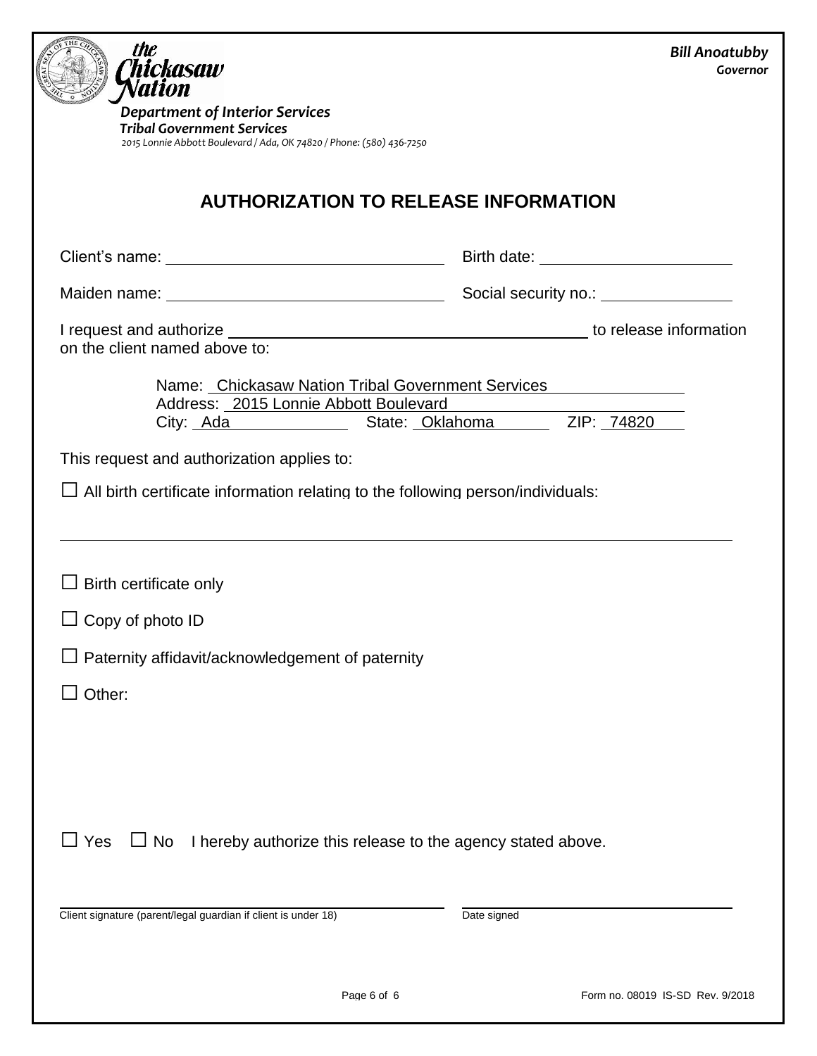*the Chickasaw Nation*

**Bill Anoatubby**
**Governor**

***Department of Interior Services***
***Tribal Government Services***
*2015 Lonnie Abbott Boulevard / Ada, OK 74820 / Phone: (580) 436-7250*

# AUTHORIZATION TO RELEASE INFORMATION

Client's name: ______________________________ Birth date: ______________________

Maiden name: ______________________________ Social security no.: _______________

I request and authorize ________________________________________ to release information on the client named above to:

Name: Chickasaw Nation Tribal Government Services
Address: 2015 Lonnie Abbott Boulevard
City: Ada State: Oklahoma ZIP: 74820

This request and authorization applies to:

☐ All birth certificate information relating to the following person/individuals:

_______________________________________________________________________________

☐ Birth certificate only

☐ Copy of photo ID

☐ Paternity affidavit/acknowledgement of paternity

☐ Other:

☐ Yes ☐ No I hereby authorize this release to the agency stated above.

______________________________________ ______________________________
Client signature (parent/legal guardian if client is under 18) Date signed

Form no. 08019 IS-SD Rev. 9/2018